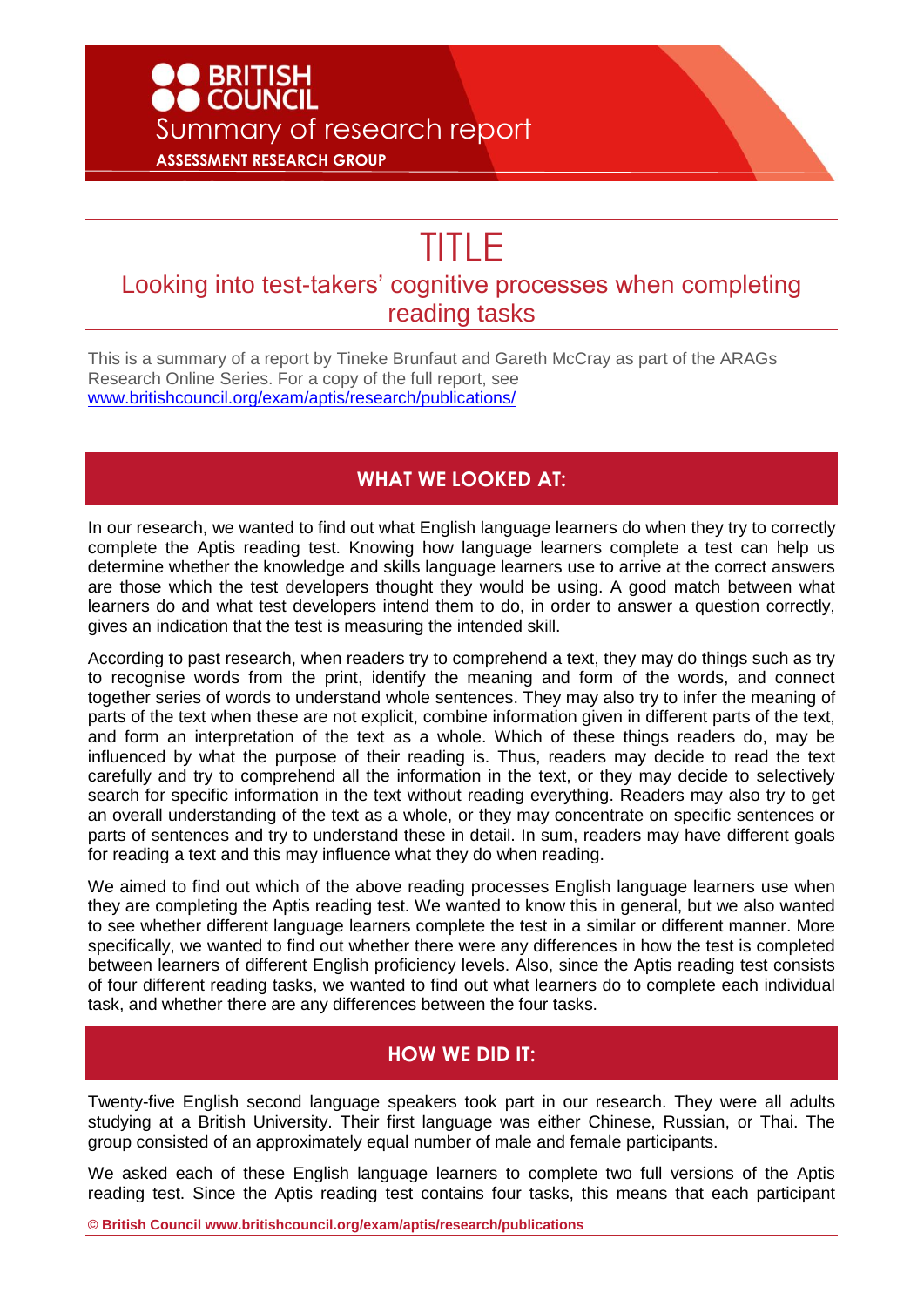**BRITISH COUNCIL**

Summary of research report

**ASSESSMENT RESEARCH GROUP**

# TITLE

## Looking into test-takers' cognitive processes when completing reading tasks

This is a summary of a report by Tineke Brunfaut and Gareth McCray as part of the ARAGs Research Online Series. For a copy of the full report, see [www.britishcouncil.org/exam/aptis/research/publications/](http://www.britishcouncil.org/exam/aptis/research/publications/)

## WHAT WE LOOKED AT:

In our research, we wanted to find out what English language learners do when they try to correctly complete the Aptis reading test. Knowing how language learners complete a test can help us determine whether the knowledge and skills language learners use to arrive at the correct answers are those which the test developers thought they would be using. A good match between what learners do and what test developers intend them to do, in order to answer a question correctly, gives an indication that the test is measuring the intended skill.

According to past research, when readers try to comprehend a text, they may do things such as try to recognise words from the print, identify the meaning and form of the words, and connect together series of words to understand whole sentences. They may also try to infer the meaning of parts of the text when these are not explicit, combine information given in different parts of the text, and form an interpretation of the text as a whole. Which of these things readers do, may be influenced by what the purpose of their reading is. Thus, readers may decide to read the text carefully and try to comprehend all the information in the text, or they may decide to selectively search for specific information in the text without reading everything. Readers may also try to get an overall understanding of the text as a whole, or they may concentrate on specific sentences or parts of sentences and try to understand these in detail. In sum, readers may have different goals for reading a text and this may influence what they do when reading.

We aimed to find out which of the above reading processes English language learners use when they are completing the Aptis reading test. We wanted to know this in general, but we also wanted to see whether different language learners complete the test in a similar or different manner. More specifically, we wanted to find out whether there were any differences in how the test is completed between learners of different English proficiency levels. Also, since the Aptis reading test consists of four different reading tasks, we wanted to find out what learners do to complete each individual task, and whether there are any differences between the four tasks.

## HOW WE DID IT:

Twenty-five English second language speakers took part in our research. They were all adults studying at a British University. Their first language was either Chinese, Russian, or Thai. The group consisted of an approximately equal number of male and female participants.

We asked each of these English language learners to complete two full versions of the Aptis reading test. Since the Aptis reading test contains four tasks, this means that each participant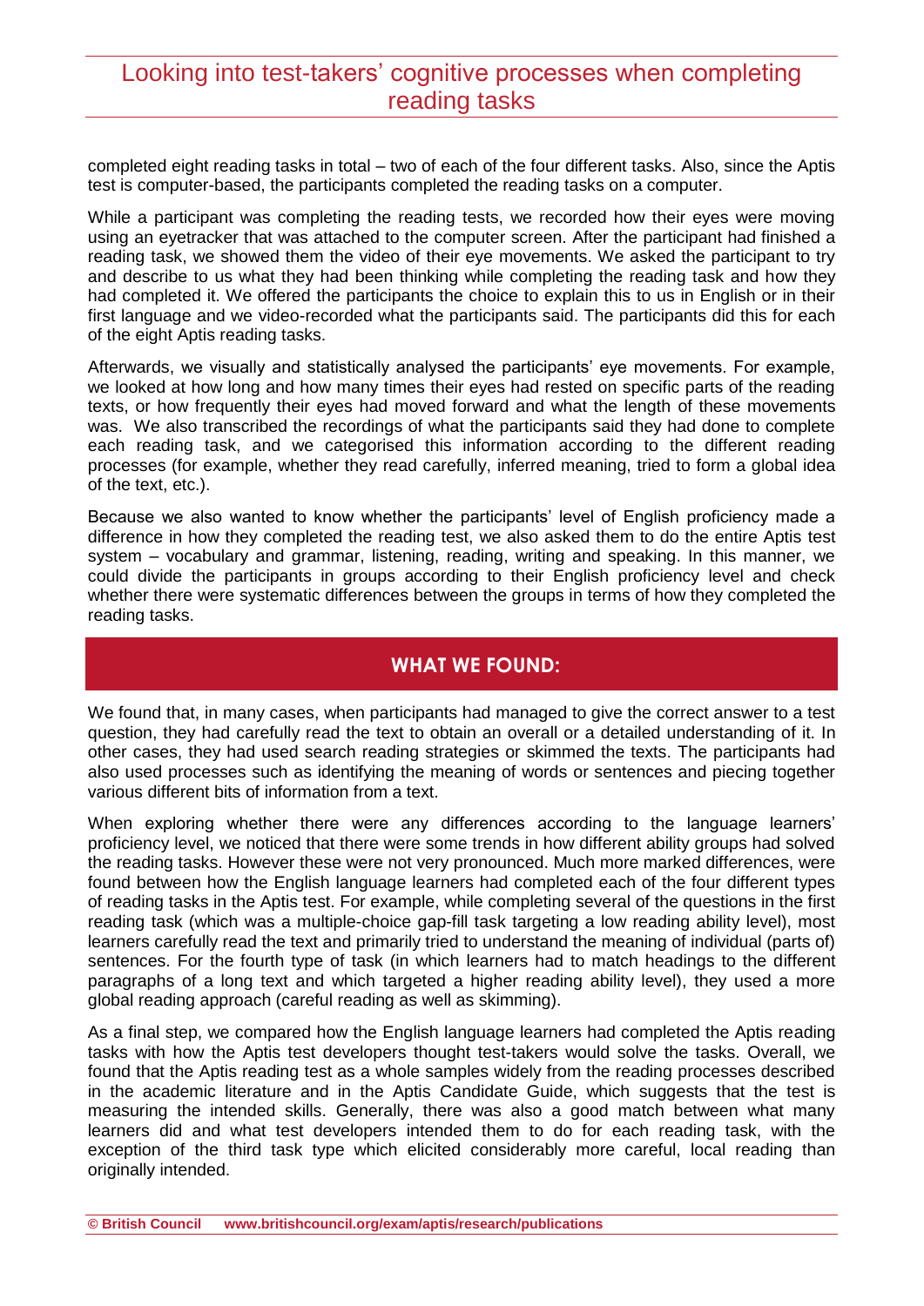completed eight reading tasks in total – two of each of the four different tasks. Also, since the Aptis test is computer-based, the participants completed the reading tasks on a computer.

While a participant was completing the reading tests, we recorded how their eyes were moving using an eyetracker that was attached to the computer screen. After the participant had finished a reading task, we showed them the video of their eye movements. We asked the participant to try and describe to us what they had been thinking while completing the reading task and how they had completed it. We offered the participants the choice to explain this to us in English or in their first language and we video-recorded what the participants said. The participants did this for each of the eight Aptis reading tasks.

Afterwards, we visually and statistically analysed the participants' eye movements. For example, we looked at how long and how many times their eyes had rested on specific parts of the reading texts, or how frequently their eyes had moved forward and what the length of these movements was. We also transcribed the recordings of what the participants said they had done to complete each reading task, and we categorised this information according to the different reading processes (for example, whether they read carefully, inferred meaning, tried to form a global idea of the text, etc.).

Because we also wanted to know whether the participants' level of English proficiency made a difference in how they completed the reading test, we also asked them to do the entire Aptis test system – vocabulary and grammar, listening, reading, writing and speaking. In this manner, we could divide the participants in groups according to their English proficiency level and check whether there were systematic differences between the groups in terms of how they completed the reading tasks.

## WHAT WE FOUND:

We found that, in many cases, when participants had managed to give the correct answer to a test question, they had carefully read the text to obtain an overall or a detailed understanding of it. In other cases, they had used search reading strategies or skimmed the texts. The participants had also used processes such as identifying the meaning of words or sentences and piecing together various different bits of information from a text.

When exploring whether there were any differences according to the language learners' proficiency level, we noticed that there were some trends in how different ability groups had solved the reading tasks. However these were not very pronounced. Much more marked differences, were found between how the English language learners had completed each of the four different types of reading tasks in the Aptis test. For example, while completing several of the questions in the first reading task (which was a multiple-choice gap-fill task targeting a low reading ability level), most learners carefully read the text and primarily tried to understand the meaning of individual (parts of) sentences. For the fourth type of task (in which learners had to match headings to the different paragraphs of a long text and which targeted a higher reading ability level), they used a more global reading approach (careful reading as well as skimming).

As a final step, we compared how the English language learners had completed the Aptis reading tasks with how the Aptis test developers thought test-takers would solve the tasks. Overall, we found that the Aptis reading test as a whole samples widely from the reading processes described in the academic literature and in the Aptis Candidate Guide, which suggests that the test is measuring the intended skills. Generally, there was also a good match between what many learners did and what test developers intended them to do for each reading task, with the exception of the third task type which elicited considerably more careful, local reading than originally intended.